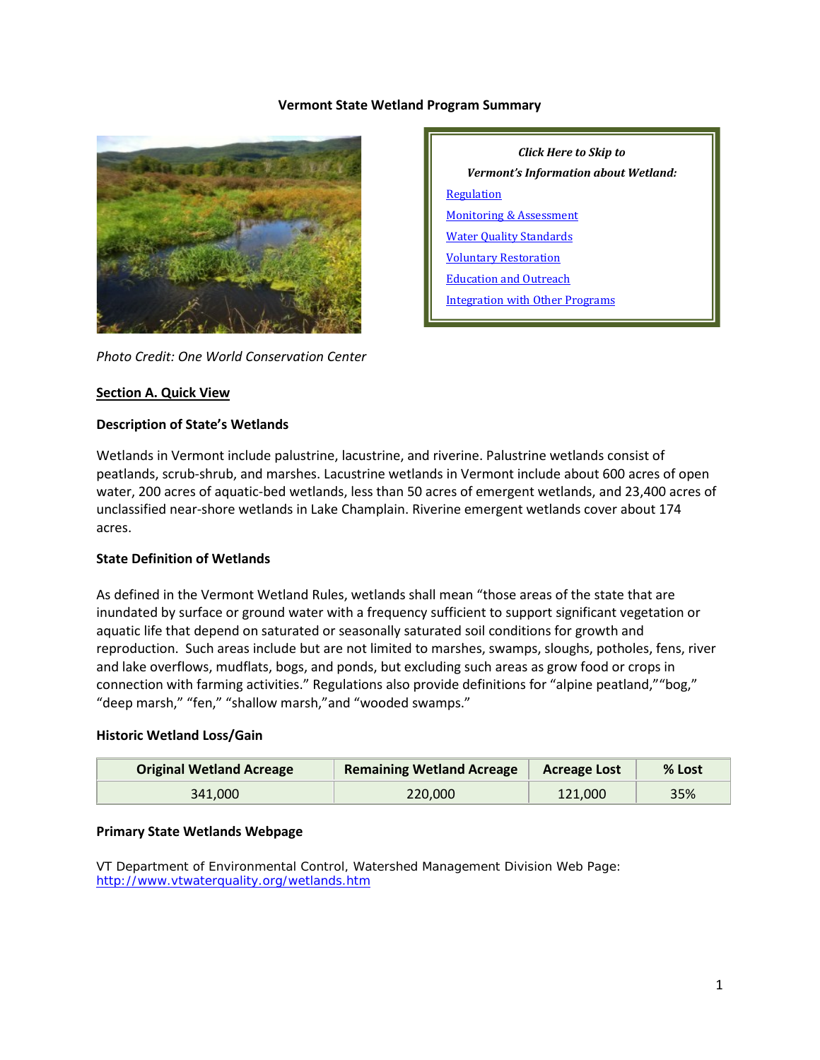# Vermont State Wetland Program Summary

*Click Here to Skip to*
*Vermont's Information about Wetland:*

- [Regulation]
- [Monitoring & Assessment]
- [Water Quality Standards]
- [Voluntary Restoration]
- [Education and Outreach]
- [Integration with Other Programs]

*Photo Credit: One World Conservation Center*

## Section A. Quick View

### Description of State's Wetlands

Wetlands in Vermont include palustrine, lacustrine, and riverine. Palustrine wetlands consist of peatlands, scrub-shrub, and marshes. Lacustrine wetlands in Vermont include about 600 acres of open water, 200 acres of aquatic-bed wetlands, less than 50 acres of emergent wetlands, and 23,400 acres of unclassified near-shore wetlands in Lake Champlain. Riverine emergent wetlands cover about 174 acres.

### State Definition of Wetlands

As defined in the Vermont Wetland Rules, wetlands shall mean "those areas of the state that are inundated by surface or ground water with a frequency sufficient to support significant vegetation or aquatic life that depend on saturated or seasonally saturated soil conditions for growth and reproduction. Such areas include but are not limited to marshes, swamps, sloughs, potholes, fens, river and lake overflows, mudflats, bogs, and ponds, but excluding such areas as grow food or crops in connection with farming activities." Regulations also provide definitions for "alpine peatland," "bog," "deep marsh," "fen," "shallow marsh," and "wooded swamps."

### Historic Wetland Loss/Gain

| Original Wetland Acreage | Remaining Wetland Acreage | Acreage Lost | % Lost |
|---|---|---|---|
| 341,000 | 220,000 | 121,000 | 35% |

### Primary State Wetlands Webpage

VT Department of Environmental Control, Watershed Management Division Web Page: http://www.vtwaterquality.org/wetlands.htm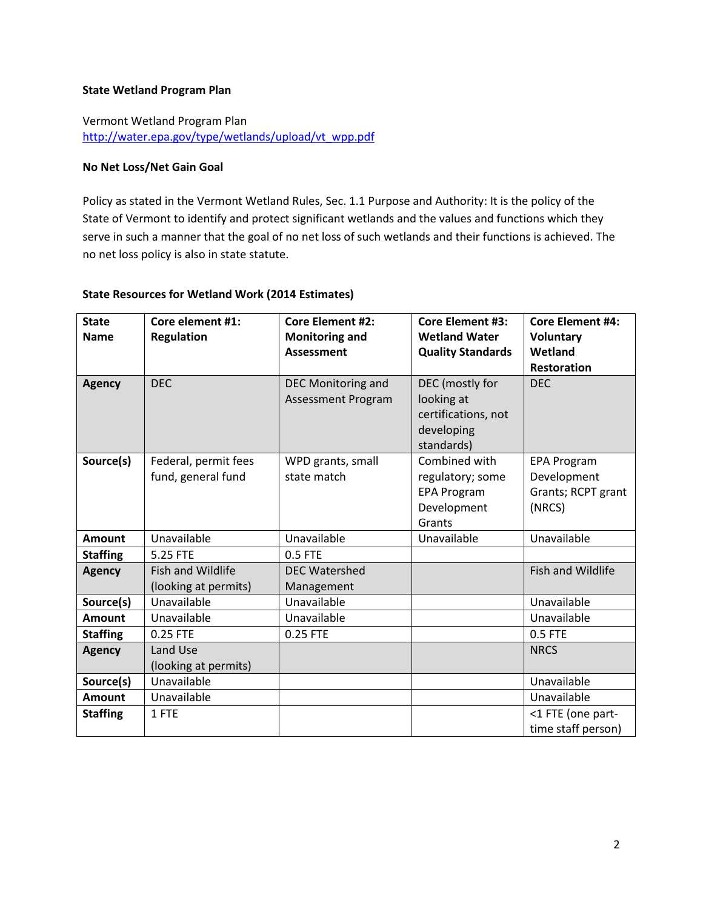**State Wetland Program Plan**

Vermont Wetland Program Plan
http://water.epa.gov/type/wetlands/upload/vt_wpp.pdf

**No Net Loss/Net Gain Goal**

Policy as stated in the Vermont Wetland Rules, Sec. 1.1 Purpose and Authority: It is the policy of the State of Vermont to identify and protect significant wetlands and the values and functions which they serve in such a manner that the goal of no net loss of such wetlands and their functions is achieved. The no net loss policy is also in state statute.

**State Resources for Wetland Work (2014 Estimates)**

| State Name | Core element #1: Regulation | Core Element #2: Monitoring and Assessment | Core Element #3: Wetland Water Quality Standards | Core Element #4: Voluntary Wetland Restoration |
|---|---|---|---|---|
| **Agency** | DEC | DEC Monitoring and Assessment Program | DEC (mostly for looking at certifications, not developing standards) | DEC |
| **Source(s)** | Federal, permit fees fund, general fund | WPD grants, small state match | Combined with regulatory; some EPA Program Development Grants | EPA Program Development Grants; RCPT grant (NRCS) |
| **Amount** | Unavailable | Unavailable | Unavailable | Unavailable |
| **Staffing** | 5.25 FTE | 0.5 FTE | | |
| **Agency** | Fish and Wildlife (looking at permits) | DEC Watershed Management | | Fish and Wildlife |
| **Source(s)** | Unavailable | Unavailable | | Unavailable |
| **Amount** | Unavailable | Unavailable | | Unavailable |
| **Staffing** | 0.25 FTE | 0.25 FTE | | 0.5 FTE |
| **Agency** | Land Use (looking at permits) | | | NRCS |
| **Source(s)** | Unavailable | | | Unavailable |
| **Amount** | Unavailable | | | Unavailable |
| **Staffing** | 1 FTE | | | <1 FTE (one part-time staff person) |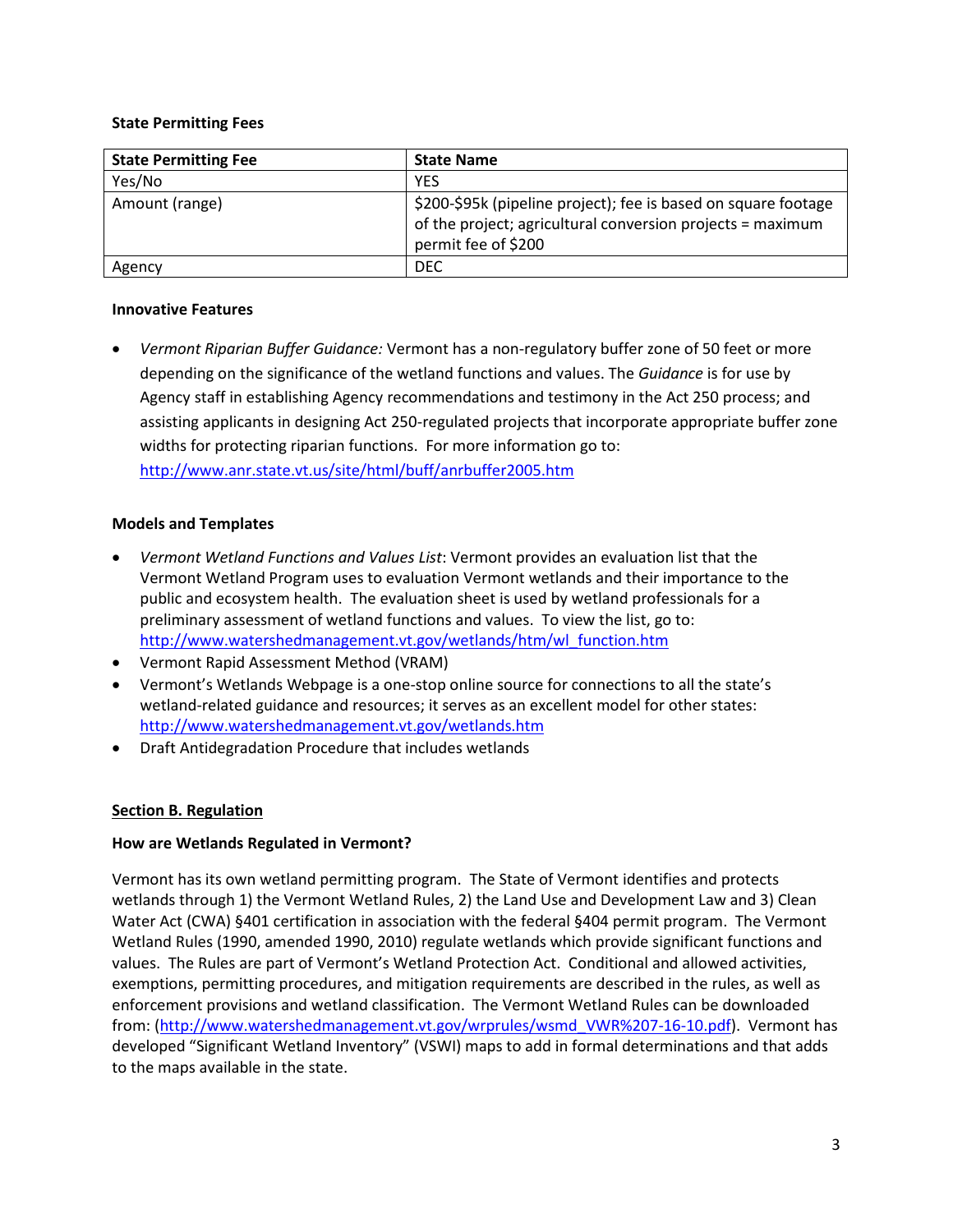**State Permitting Fees**

| State Permitting Fee | State Name |
|---|---|
| Yes/No | YES |
| Amount (range) | $200-$95k (pipeline project); fee is based on square footage of the project; agricultural conversion projects = maximum permit fee of $200 |
| Agency | DEC |

**Innovative Features**

- *Vermont Riparian Buffer Guidance:* Vermont has a non-regulatory buffer zone of 50 feet or more depending on the significance of the wetland functions and values. The *Guidance* is for use by Agency staff in establishing Agency recommendations and testimony in the Act 250 process; and assisting applicants in designing Act 250-regulated projects that incorporate appropriate buffer zone widths for protecting riparian functions. For more information go to: http://www.anr.state.vt.us/site/html/buff/anrbuffer2005.htm

**Models and Templates**

- *Vermont Wetland Functions and Values List*: Vermont provides an evaluation list that the Vermont Wetland Program uses to evaluation Vermont wetlands and their importance to the public and ecosystem health. The evaluation sheet is used by wetland professionals for a preliminary assessment of wetland functions and values. To view the list, go to: http://www.watershedmanagement.vt.gov/wetlands/htm/wl_function.htm
- Vermont Rapid Assessment Method (VRAM)
- Vermont's Wetlands Webpage is a one-stop online source for connections to all the state's wetland-related guidance and resources; it serves as an excellent model for other states: http://www.watershedmanagement.vt.gov/wetlands.htm
- Draft Antidegradation Procedure that includes wetlands

## Section B. Regulation

**How are Wetlands Regulated in Vermont?**

Vermont has its own wetland permitting program. The State of Vermont identifies and protects wetlands through 1) the Vermont Wetland Rules, 2) the Land Use and Development Law and 3) Clean Water Act (CWA) §401 certification in association with the federal §404 permit program. The Vermont Wetland Rules (1990, amended 1990, 2010) regulate wetlands which provide significant functions and values. The Rules are part of Vermont's Wetland Protection Act. Conditional and allowed activities, exemptions, permitting procedures, and mitigation requirements are described in the rules, as well as enforcement provisions and wetland classification. The Vermont Wetland Rules can be downloaded from: (http://www.watershedmanagement.vt.gov/wrprules/wsmd_VWR%207-16-10.pdf). Vermont has developed "Significant Wetland Inventory" (VSWI) maps to add in formal determinations and that adds to the maps available in the state.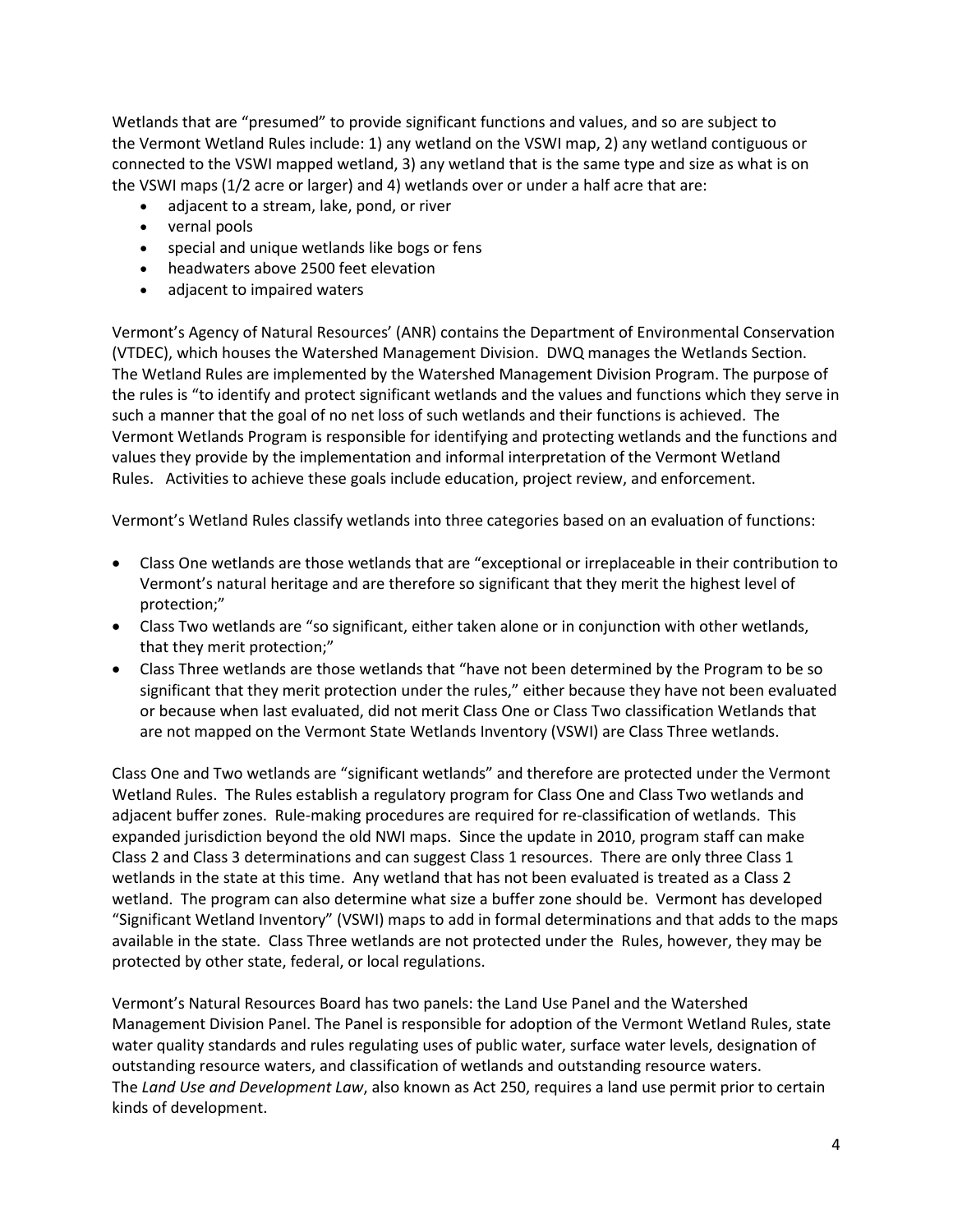Wetlands that are "presumed" to provide significant functions and values, and so are subject to the Vermont Wetland Rules include: 1) any wetland on the VSWI map, 2) any wetland contiguous or connected to the VSWI mapped wetland, 3) any wetland that is the same type and size as what is on the VSWI maps (1/2 acre or larger) and 4) wetlands over or under a half acre that are:

- adjacent to a stream, lake, pond, or river
- vernal pools
- special and unique wetlands like bogs or fens
- headwaters above 2500 feet elevation
- adjacent to impaired waters

Vermont's Agency of Natural Resources' (ANR) contains the Department of Environmental Conservation (VTDEC), which houses the Watershed Management Division. DWQ manages the Wetlands Section. The Wetland Rules are implemented by the Watershed Management Division Program. The purpose of the rules is "to identify and protect significant wetlands and the values and functions which they serve in such a manner that the goal of no net loss of such wetlands and their functions is achieved. The Vermont Wetlands Program is responsible for identifying and protecting wetlands and the functions and values they provide by the implementation and informal interpretation of the Vermont Wetland Rules. Activities to achieve these goals include education, project review, and enforcement.

Vermont's Wetland Rules classify wetlands into three categories based on an evaluation of functions:

- Class One wetlands are those wetlands that are "exceptional or irreplaceable in their contribution to Vermont's natural heritage and are therefore so significant that they merit the highest level of protection;"
- Class Two wetlands are "so significant, either taken alone or in conjunction with other wetlands, that they merit protection;"
- Class Three wetlands are those wetlands that "have not been determined by the Program to be so significant that they merit protection under the rules," either because they have not been evaluated or because when last evaluated, did not merit Class One or Class Two classification Wetlands that are not mapped on the Vermont State Wetlands Inventory (VSWI) are Class Three wetlands.

Class One and Two wetlands are "significant wetlands" and therefore are protected under the Vermont Wetland Rules. The Rules establish a regulatory program for Class One and Class Two wetlands and adjacent buffer zones. Rule-making procedures are required for re-classification of wetlands. This expanded jurisdiction beyond the old NWI maps. Since the update in 2010, program staff can make Class 2 and Class 3 determinations and can suggest Class 1 resources. There are only three Class 1 wetlands in the state at this time. Any wetland that has not been evaluated is treated as a Class 2 wetland. The program can also determine what size a buffer zone should be. Vermont has developed "Significant Wetland Inventory" (VSWI) maps to add in formal determinations and that adds to the maps available in the state. Class Three wetlands are not protected under the Rules, however, they may be protected by other state, federal, or local regulations.

Vermont's Natural Resources Board has two panels: the Land Use Panel and the Watershed Management Division Panel. The Panel is responsible for adoption of the Vermont Wetland Rules, state water quality standards and rules regulating uses of public water, surface water levels, designation of outstanding resource waters, and classification of wetlands and outstanding resource waters. The *Land Use and Development Law*, also known as Act 250, requires a land use permit prior to certain kinds of development.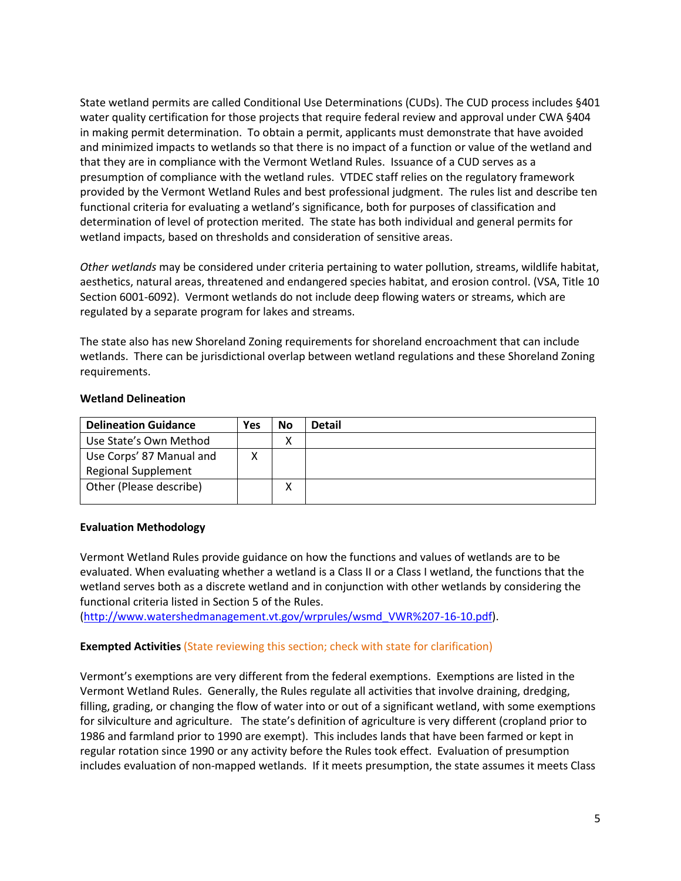State wetland permits are called Conditional Use Determinations (CUDs). The CUD process includes §401 water quality certification for those projects that require federal review and approval under CWA §404 in making permit determination. To obtain a permit, applicants must demonstrate that have avoided and minimized impacts to wetlands so that there is no impact of a function or value of the wetland and that they are in compliance with the Vermont Wetland Rules. Issuance of a CUD serves as a presumption of compliance with the wetland rules. VTDEC staff relies on the regulatory framework provided by the Vermont Wetland Rules and best professional judgment. The rules list and describe ten functional criteria for evaluating a wetland's significance, both for purposes of classification and determination of level of protection merited. The state has both individual and general permits for wetland impacts, based on thresholds and consideration of sensitive areas.

*Other wetlands* may be considered under criteria pertaining to water pollution, streams, wildlife habitat, aesthetics, natural areas, threatened and endangered species habitat, and erosion control. (VSA, Title 10 Section 6001-6092). Vermont wetlands do not include deep flowing waters or streams, which are regulated by a separate program for lakes and streams.

The state also has new Shoreland Zoning requirements for shoreland encroachment that can include wetlands. There can be jurisdictional overlap between wetland regulations and these Shoreland Zoning requirements.

**Wetland Delineation**

| Delineation Guidance | Yes | No | Detail |
|---|---|---|---|
| Use State's Own Method | | X | |
| Use Corps' 87 Manual and Regional Supplement | X | | |
| Other (Please describe) | | X | |

**Evaluation Methodology**

Vermont Wetland Rules provide guidance on how the functions and values of wetlands are to be evaluated. When evaluating whether a wetland is a Class II or a Class I wetland, the functions that the wetland serves both as a discrete wetland and in conjunction with other wetlands by considering the functional criteria listed in Section 5 of the Rules. (http://www.watershedmanagement.vt.gov/wrprules/wsmd_VWR%207-16-10.pdf).

**Exempted Activities** (State reviewing this section; check with state for clarification)

Vermont's exemptions are very different from the federal exemptions. Exemptions are listed in the Vermont Wetland Rules. Generally, the Rules regulate all activities that involve draining, dredging, filling, grading, or changing the flow of water into or out of a significant wetland, with some exemptions for silviculture and agriculture. The state's definition of agriculture is very different (cropland prior to 1986 and farmland prior to 1990 are exempt). This includes lands that have been farmed or kept in regular rotation since 1990 or any activity before the Rules took effect. Evaluation of presumption includes evaluation of non-mapped wetlands. If it meets presumption, the state assumes it meets Class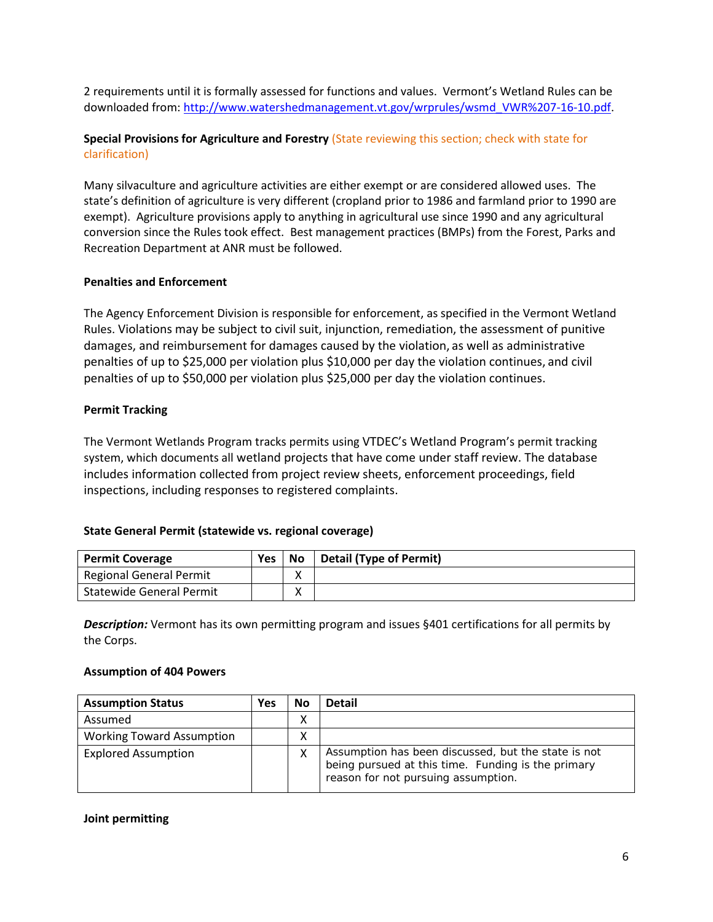2 requirements until it is formally assessed for functions and values. Vermont's Wetland Rules can be downloaded from: [http://www.watershedmanagement.vt.gov/wrprules/wsmd_VWR%207-16-10.pdf](http://www.watershedmanagement.vt.gov/wrprules/wsmd_VWR%207-16-10.pdf).

**Special Provisions for Agriculture and Forestry** (State reviewing this section; check with state for clarification)

Many silvaculture and agriculture activities are either exempt or are considered allowed uses. The state's definition of agriculture is very different (cropland prior to 1986 and farmland prior to 1990 are exempt). Agriculture provisions apply to anything in agricultural use since 1990 and any agricultural conversion since the Rules took effect. Best management practices (BMPs) from the Forest, Parks and Recreation Department at ANR must be followed.

**Penalties and Enforcement**

The Agency Enforcement Division is responsible for enforcement, as specified in the Vermont Wetland Rules. Violations may be subject to civil suit, injunction, remediation, the assessment of punitive damages, and reimbursement for damages caused by the violation, as well as administrative penalties of up to $25,000 per violation plus $10,000 per day the violation continues, and civil penalties of up to $50,000 per violation plus $25,000 per day the violation continues.

**Permit Tracking**

The Vermont Wetlands Program tracks permits using VTDEC's Wetland Program's permit tracking system, which documents all wetland projects that have come under staff review. The database includes information collected from project review sheets, enforcement proceedings, field inspections, including responses to registered complaints.

**State General Permit (statewide vs. regional coverage)**

| Permit Coverage | Yes | No | Detail (Type of Permit) |
|---|---|---|---|
| Regional General Permit | | X | |
| Statewide General Permit | | X | |

***Description:*** Vermont has its own permitting program and issues §401 certifications for all permits by the Corps.

**Assumption of 404 Powers**

| Assumption Status | Yes | No | Detail |
|---|---|---|---|
| Assumed | | X | |
| Working Toward Assumption | | X | |
| Explored Assumption | | X | Assumption has been discussed, but the state is not being pursued at this time. Funding is the primary reason for not pursuing assumption. |

**Joint permitting**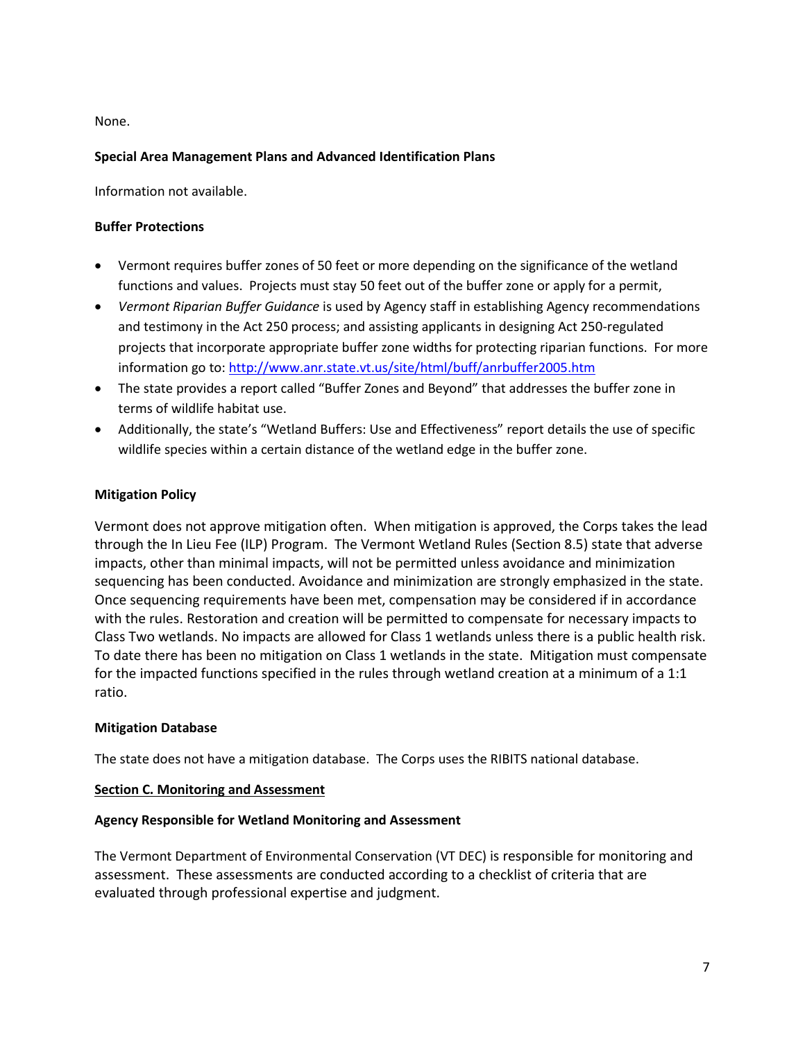None.

**Special Area Management Plans and Advanced Identification Plans**

Information not available.

**Buffer Protections**

- Vermont requires buffer zones of 50 feet or more depending on the significance of the wetland functions and values. Projects must stay 50 feet out of the buffer zone or apply for a permit,
- *Vermont Riparian Buffer Guidance* is used by Agency staff in establishing Agency recommendations and testimony in the Act 250 process; and assisting applicants in designing Act 250-regulated projects that incorporate appropriate buffer zone widths for protecting riparian functions. For more information go to: [http://www.anr.state.vt.us/site/html/buff/anrbuffer2005.htm](http://www.anr.state.vt.us/site/html/buff/anrbuffer2005.htm)
- The state provides a report called "Buffer Zones and Beyond" that addresses the buffer zone in terms of wildlife habitat use.
- Additionally, the state's "Wetland Buffers: Use and Effectiveness" report details the use of specific wildlife species within a certain distance of the wetland edge in the buffer zone.

**Mitigation Policy**

Vermont does not approve mitigation often. When mitigation is approved, the Corps takes the lead through the In Lieu Fee (ILP) Program. The Vermont Wetland Rules (Section 8.5) state that adverse impacts, other than minimal impacts, will not be permitted unless avoidance and minimization sequencing has been conducted. Avoidance and minimization are strongly emphasized in the state. Once sequencing requirements have been met, compensation may be considered if in accordance with the rules. Restoration and creation will be permitted to compensate for necessary impacts to Class Two wetlands. No impacts are allowed for Class 1 wetlands unless there is a public health risk. To date there has been no mitigation on Class 1 wetlands in the state. Mitigation must compensate for the impacted functions specified in the rules through wetland creation at a minimum of a 1:1 ratio.

**Mitigation Database**

The state does not have a mitigation database. The Corps uses the RIBITS national database.

**<u>Section C. Monitoring and Assessment</u>**

**Agency Responsible for Wetland Monitoring and Assessment**

The Vermont Department of Environmental Conservation (VT DEC) is responsible for monitoring and assessment. These assessments are conducted according to a checklist of criteria that are evaluated through professional expertise and judgment.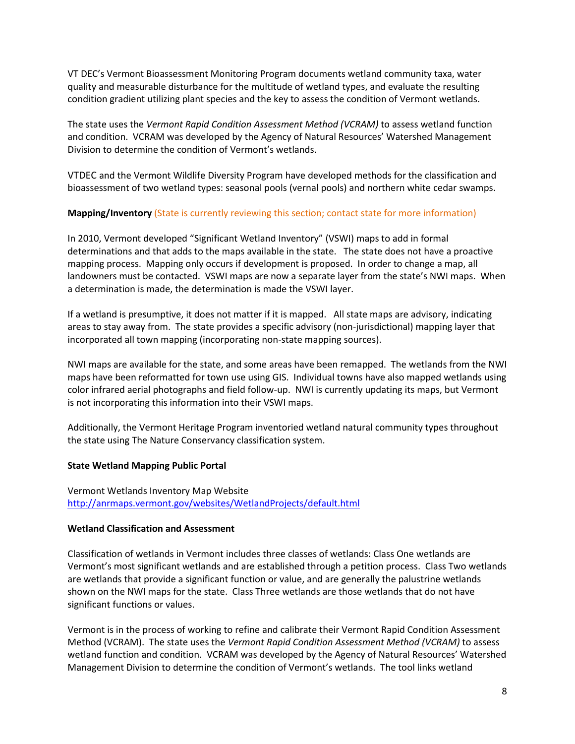VT DEC's Vermont Bioassessment Monitoring Program documents wetland community taxa, water quality and measurable disturbance for the multitude of wetland types, and evaluate the resulting condition gradient utilizing plant species and the key to assess the condition of Vermont wetlands.

The state uses the *Vermont Rapid Condition Assessment Method (VCRAM)* to assess wetland function and condition. VCRAM was developed by the Agency of Natural Resources' Watershed Management Division to determine the condition of Vermont's wetlands.

VTDEC and the Vermont Wildlife Diversity Program have developed methods for the classification and bioassessment of two wetland types: seasonal pools (vernal pools) and northern white cedar swamps.

**Mapping/Inventory** (State is currently reviewing this section; contact state for more information)

In 2010, Vermont developed "Significant Wetland Inventory" (VSWI) maps to add in formal determinations and that adds to the maps available in the state. The state does not have a proactive mapping process. Mapping only occurs if development is proposed. In order to change a map, all landowners must be contacted. VSWI maps are now a separate layer from the state's NWI maps. When a determination is made, the determination is made the VSWI layer.

If a wetland is presumptive, it does not matter if it is mapped. All state maps are advisory, indicating areas to stay away from. The state provides a specific advisory (non-jurisdictional) mapping layer that incorporated all town mapping (incorporating non-state mapping sources).

NWI maps are available for the state, and some areas have been remapped. The wetlands from the NWI maps have been reformatted for town use using GIS. Individual towns have also mapped wetlands using color infrared aerial photographs and field follow-up. NWI is currently updating its maps, but Vermont is not incorporating this information into their VSWI maps.

Additionally, the Vermont Heritage Program inventoried wetland natural community types throughout the state using The Nature Conservancy classification system.

**State Wetland Mapping Public Portal**

Vermont Wetlands Inventory Map Website
http://anrmaps.vermont.gov/websites/WetlandProjects/default.html

**Wetland Classification and Assessment**

Classification of wetlands in Vermont includes three classes of wetlands: Class One wetlands are Vermont's most significant wetlands and are established through a petition process. Class Two wetlands are wetlands that provide a significant function or value, and are generally the palustrine wetlands shown on the NWI maps for the state. Class Three wetlands are those wetlands that do not have significant functions or values.

Vermont is in the process of working to refine and calibrate their Vermont Rapid Condition Assessment Method (VCRAM). The state uses the *Vermont Rapid Condition Assessment Method (VCRAM)* to assess wetland function and condition. VCRAM was developed by the Agency of Natural Resources' Watershed Management Division to determine the condition of Vermont's wetlands. The tool links wetland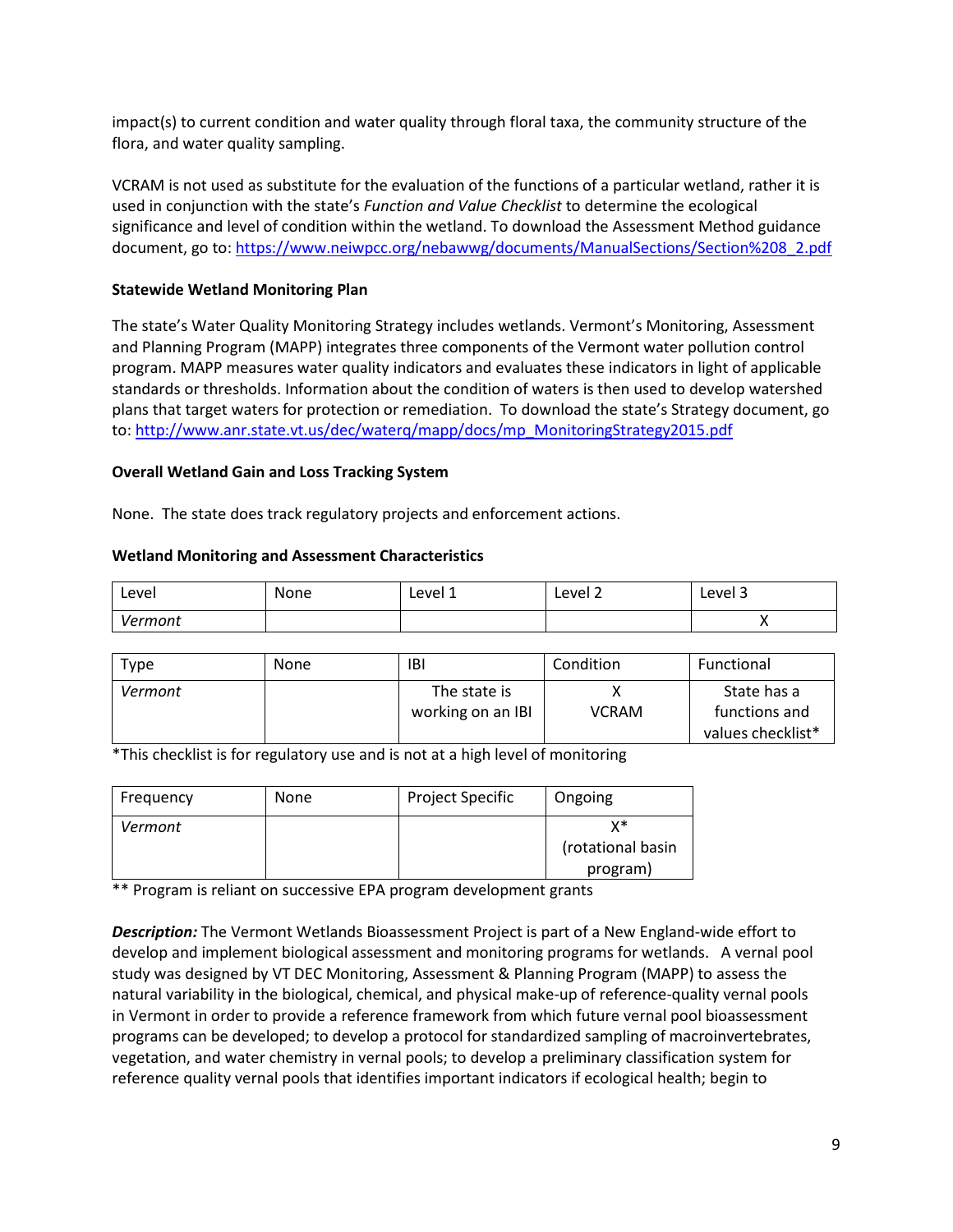impact(s) to current condition and water quality through floral taxa, the community structure of the flora, and water quality sampling.

VCRAM is not used as substitute for the evaluation of the functions of a particular wetland, rather it is used in conjunction with the state's *Function and Value Checklist* to determine the ecological significance and level of condition within the wetland. To download the Assessment Method guidance document, go to: https://www.neiwpcc.org/nebawwg/documents/ManualSections/Section%208_2.pdf

**Statewide Wetland Monitoring Plan**

The state's Water Quality Monitoring Strategy includes wetlands. Vermont's Monitoring, Assessment and Planning Program (MAPP) integrates three components of the Vermont water pollution control program. MAPP measures water quality indicators and evaluates these indicators in light of applicable standards or thresholds. Information about the condition of waters is then used to develop watershed plans that target waters for protection or remediation. To download the state's Strategy document, go to: http://www.anr.state.vt.us/dec/waterq/mapp/docs/mp_MonitoringStrategy2015.pdf

**Overall Wetland Gain and Loss Tracking System**

None. The state does track regulatory projects and enforcement actions.

**Wetland Monitoring and Assessment Characteristics**

| Level | None | Level 1 | Level 2 | Level 3 |
|---|---|---|---|---|
| *Vermont* | | | | X |

| Type | None | IBI | Condition | Functional |
|---|---|---|---|---|
| *Vermont* | | The state is working on an IBI | X VCRAM | State has a functions and values checklist* |

*This checklist is for regulatory use and is not at a high level of monitoring

| Frequency | None | Project Specific | Ongoing |
|---|---|---|---|
| *Vermont* | | | X* (rotational basin program) |

** Program is reliant on successive EPA program development grants

***Description:*** The Vermont Wetlands Bioassessment Project is part of a New England-wide effort to develop and implement biological assessment and monitoring programs for wetlands. A vernal pool study was designed by VT DEC Monitoring, Assessment & Planning Program (MAPP) to assess the natural variability in the biological, chemical, and physical make-up of reference-quality vernal pools in Vermont in order to provide a reference framework from which future vernal pool bioassessment programs can be developed; to develop a protocol for standardized sampling of macroinvertebrates, vegetation, and water chemistry in vernal pools; to develop a preliminary classification system for reference quality vernal pools that identifies important indicators if ecological health; begin to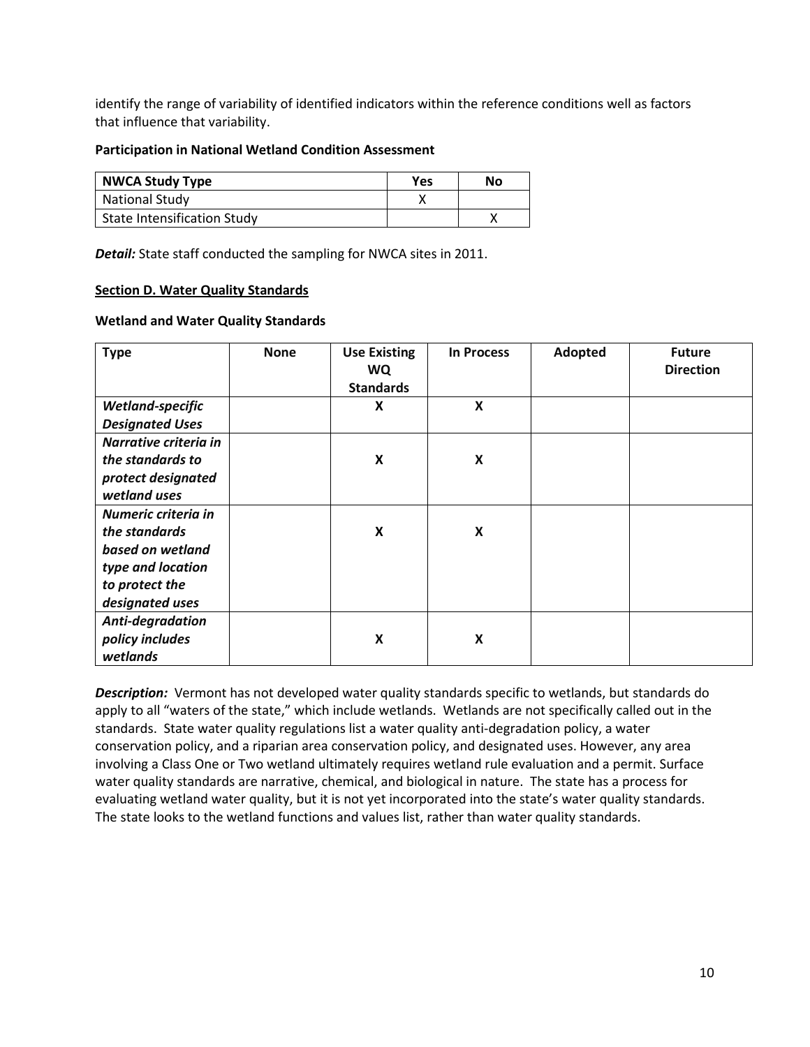identify the range of variability of identified indicators within the reference conditions well as factors that influence that variability.

**Participation in National Wetland Condition Assessment**

| NWCA Study Type | Yes | No |
|---|---|---|
| National Study | X | |
| State Intensification Study | | X |

***Detail:*** State staff conducted the sampling for NWCA sites in 2011.

**Section D. Water Quality Standards**

**Wetland and Water Quality Standards**

| Type | None | Use Existing WQ Standards | In Process | Adopted | Future Direction |
|---|---|---|---|---|---|
| ***Wetland-specific Designated Uses*** | | **X** | **X** | | |
| ***Narrative criteria in the standards to protect designated wetland uses*** | | **X** | **X** | | |
| ***Numeric criteria in the standards based on wetland type and location to protect the designated uses*** | | **X** | **X** | | |
| ***Anti-degradation policy includes wetlands*** | | **X** | **X** | | |

***Description:*** Vermont has not developed water quality standards specific to wetlands, but standards do apply to all "waters of the state," which include wetlands. Wetlands are not specifically called out in the standards. State water quality regulations list a water quality anti-degradation policy, a water conservation policy, and a riparian area conservation policy, and designated uses. However, any area involving a Class One or Two wetland ultimately requires wetland rule evaluation and a permit. Surface water quality standards are narrative, chemical, and biological in nature. The state has a process for evaluating wetland water quality, but it is not yet incorporated into the state's water quality standards. The state looks to the wetland functions and values list, rather than water quality standards.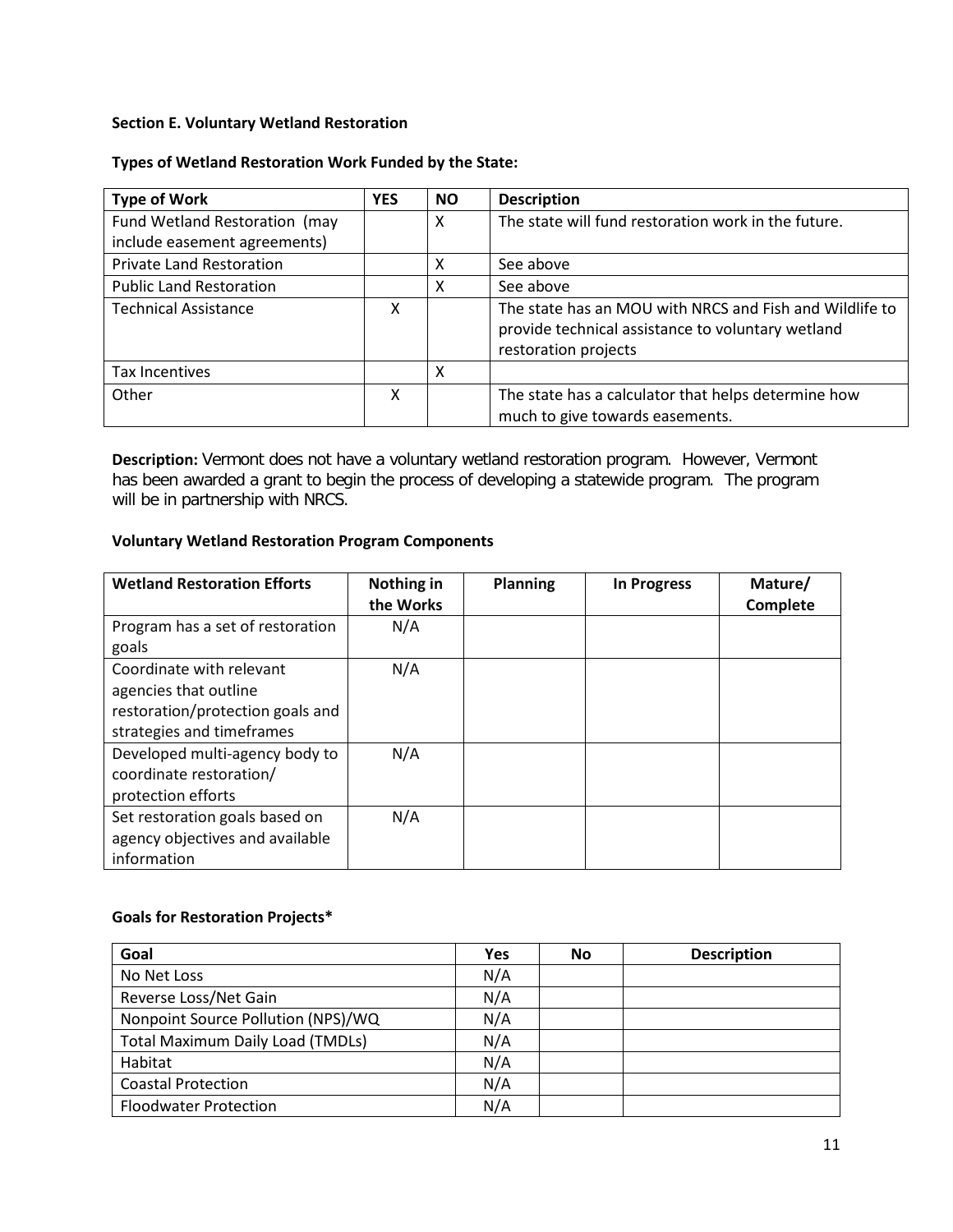**Section E. Voluntary Wetland Restoration**

**Types of Wetland Restoration Work Funded by the State:**

| Type of Work | YES | NO | Description |
|---|---|---|---|
| Fund Wetland Restoration (may include easement agreements) | | X | The state will fund restoration work in the future. |
| Private Land Restoration | | X | See above |
| Public Land Restoration | | X | See above |
| Technical Assistance | X | | The state has an MOU with NRCS and Fish and Wildlife to provide technical assistance to voluntary wetland restoration projects |
| Tax Incentives | | X | |
| Other | X | | The state has a calculator that helps determine how much to give towards easements. |

**Description:** Vermont does not have a voluntary wetland restoration program. However, Vermont has been awarded a grant to begin the process of developing a statewide program. The program will be in partnership with NRCS.

**Voluntary Wetland Restoration Program Components**

| Wetland Restoration Efforts | Nothing in the Works | Planning | In Progress | Mature/ Complete |
|---|---|---|---|---|
| Program has a set of restoration goals | N/A | | | |
| Coordinate with relevant agencies that outline restoration/protection goals and strategies and timeframes | N/A | | | |
| Developed multi-agency body to coordinate restoration/ protection efforts | N/A | | | |
| Set restoration goals based on agency objectives and available information | N/A | | | |

**Goals for Restoration Projects***

| Goal | Yes | No | Description |
|---|---|---|---|
| No Net Loss | N/A | | |
| Reverse Loss/Net Gain | N/A | | |
| Nonpoint Source Pollution (NPS)/WQ | N/A | | |
| Total Maximum Daily Load (TMDLs) | N/A | | |
| Habitat | N/A | | |
| Coastal Protection | N/A | | |
| Floodwater Protection | N/A | | |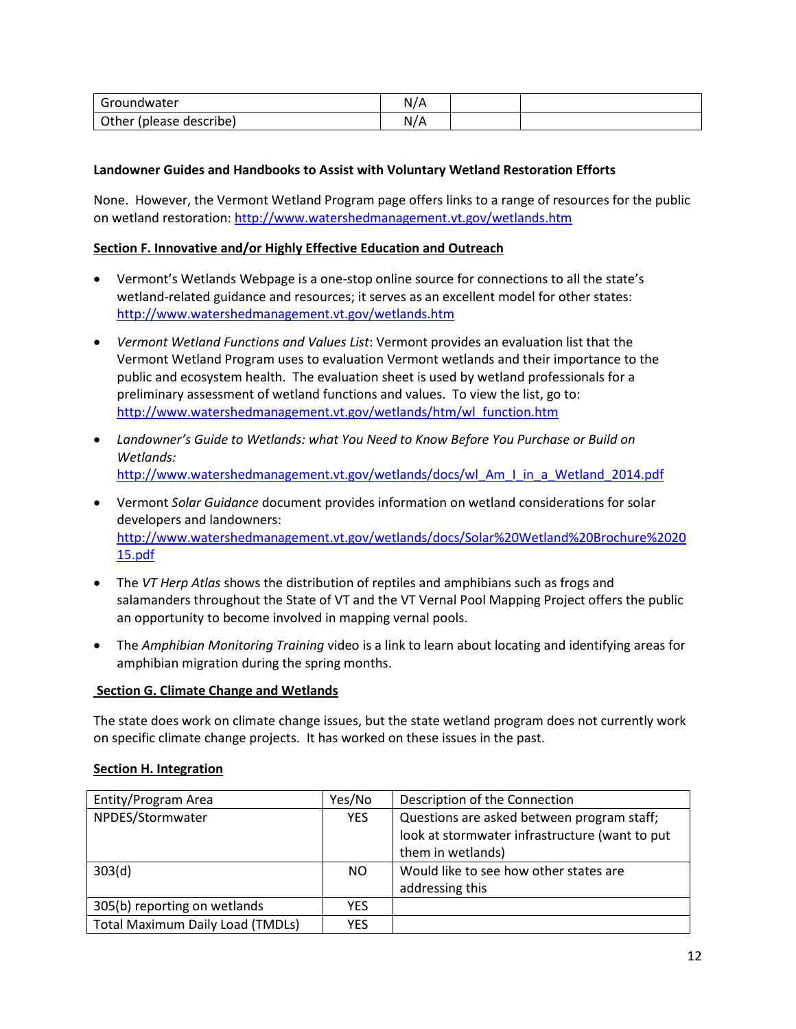| Groundwater | N/A | | |
|---|---|---|---|
| Other (please describe) | N/A | | |

**Landowner Guides and Handbooks to Assist with Voluntary Wetland Restoration Efforts**

None. However, the Vermont Wetland Program page offers links to a range of resources for the public on wetland restoration: http://www.watershedmanagement.vt.gov/wetlands.htm

## Section F. Innovative and/or Highly Effective Education and Outreach

- Vermont's Wetlands Webpage is a one-stop online source for connections to all the state's wetland-related guidance and resources; it serves as an excellent model for other states: http://www.watershedmanagement.vt.gov/wetlands.htm
- *Vermont Wetland Functions and Values List*: Vermont provides an evaluation list that the Vermont Wetland Program uses to evaluation Vermont wetlands and their importance to the public and ecosystem health. The evaluation sheet is used by wetland professionals for a preliminary assessment of wetland functions and values. To view the list, go to: http://www.watershedmanagement.vt.gov/wetlands/htm/wl_function.htm
- *Landowner's Guide to Wetlands: what You Need to Know Before You Purchase or Build on Wetlands:* http://www.watershedmanagement.vt.gov/wetlands/docs/wl_Am_I_in_a_Wetland_2014.pdf
- Vermont *Solar Guidance* document provides information on wetland considerations for solar developers and landowners: http://www.watershedmanagement.vt.gov/wetlands/docs/Solar%20Wetland%20Brochure%202015.pdf
- The *VT Herp Atlas* shows the distribution of reptiles and amphibians such as frogs and salamanders throughout the State of VT and the VT Vernal Pool Mapping Project offers the public an opportunity to become involved in mapping vernal pools.
- The *Amphibian Monitoring Training* video is a link to learn about locating and identifying areas for amphibian migration during the spring months.

## Section G. Climate Change and Wetlands

The state does work on climate change issues, but the state wetland program does not currently work on specific climate change projects. It has worked on these issues in the past.

## Section H. Integration

| Entity/Program Area | Yes/No | Description of the Connection |
|---|---|---|
| NPDES/Stormwater | YES | Questions are asked between program staff; look at stormwater infrastructure (want to put them in wetlands) |
| 303(d) | NO | Would like to see how other states are addressing this |
| 305(b) reporting on wetlands | YES | |
| Total Maximum Daily Load (TMDLs) | YES | |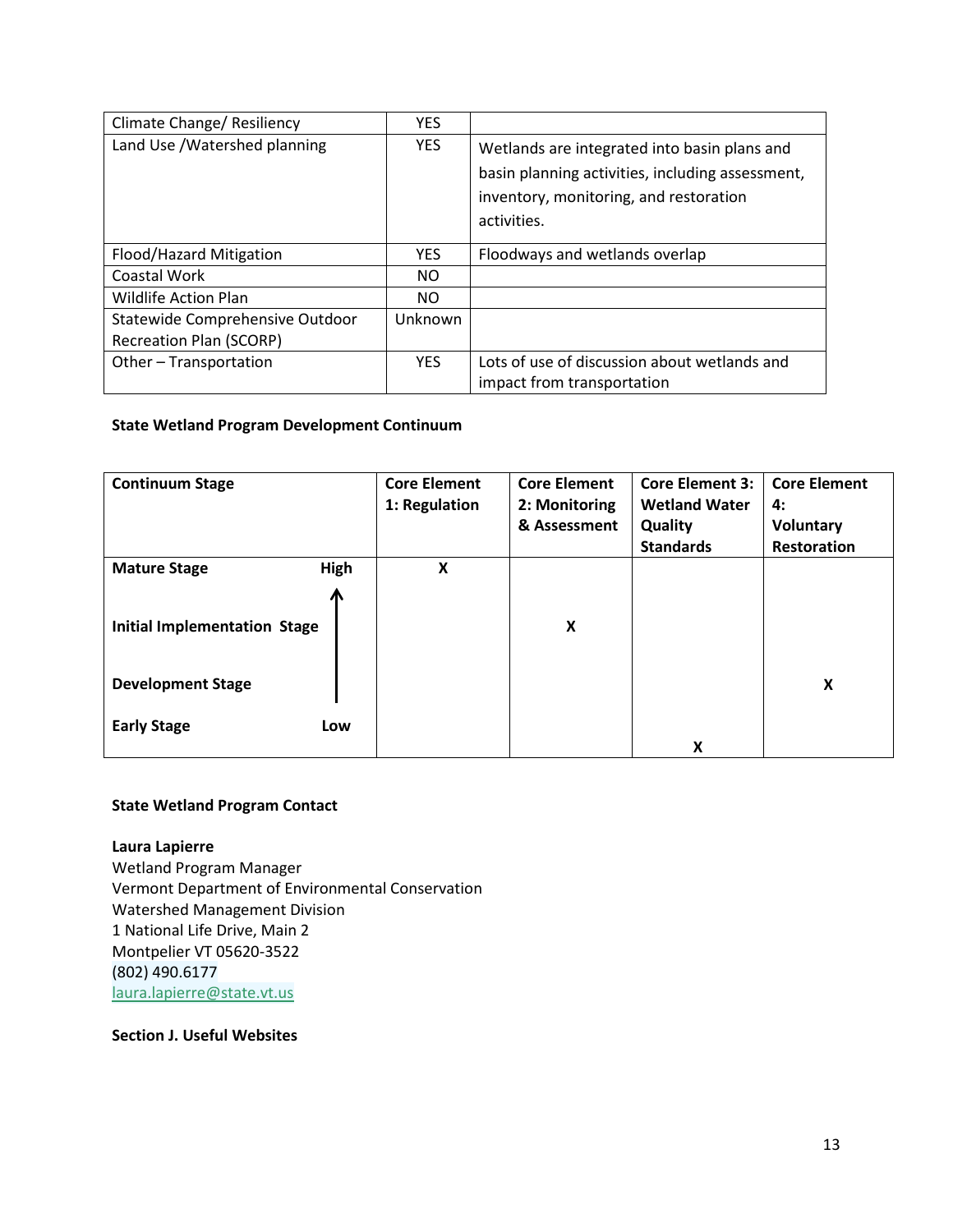| | | |
|---|---|---|
| Climate Change/ Resiliency | YES | |
| Land Use /Watershed planning | YES | Wetlands are integrated into basin plans and basin planning activities, including assessment, inventory, monitoring, and restoration activities. |
| Flood/Hazard Mitigation | YES | Floodways and wetlands overlap |
| Coastal Work | NO | |
| Wildlife Action Plan | NO | |
| Statewide Comprehensive Outdoor Recreation Plan (SCORP) | Unknown | |
| Other – Transportation | YES | Lots of use of discussion about wetlands and impact from transportation |

**State Wetland Program Development Continuum**

| Continuum Stage | | Core Element 1: Regulation | Core Element 2: Monitoring & Assessment | Core Element 3: Wetland Water Quality Standards | Core Element 4: Voluntary Restoration |
|---|---|---|---|---|---|
| **Mature Stage** | **High** | **X** | | | |
| **Initial Implementation Stage** | ↑ | | **X** | | |
| **Development Stage** | | | | | **X** |
| **Early Stage** | **Low** | | | **X** | |

**State Wetland Program Contact**

**Laura Lapierre**
Wetland Program Manager
Vermont Department of Environmental Conservation
Watershed Management Division
1 National Life Drive, Main 2
Montpelier VT 05620-3522
(802) 490.6177
laura.lapierre@state.vt.us

**Section J. Useful Websites**